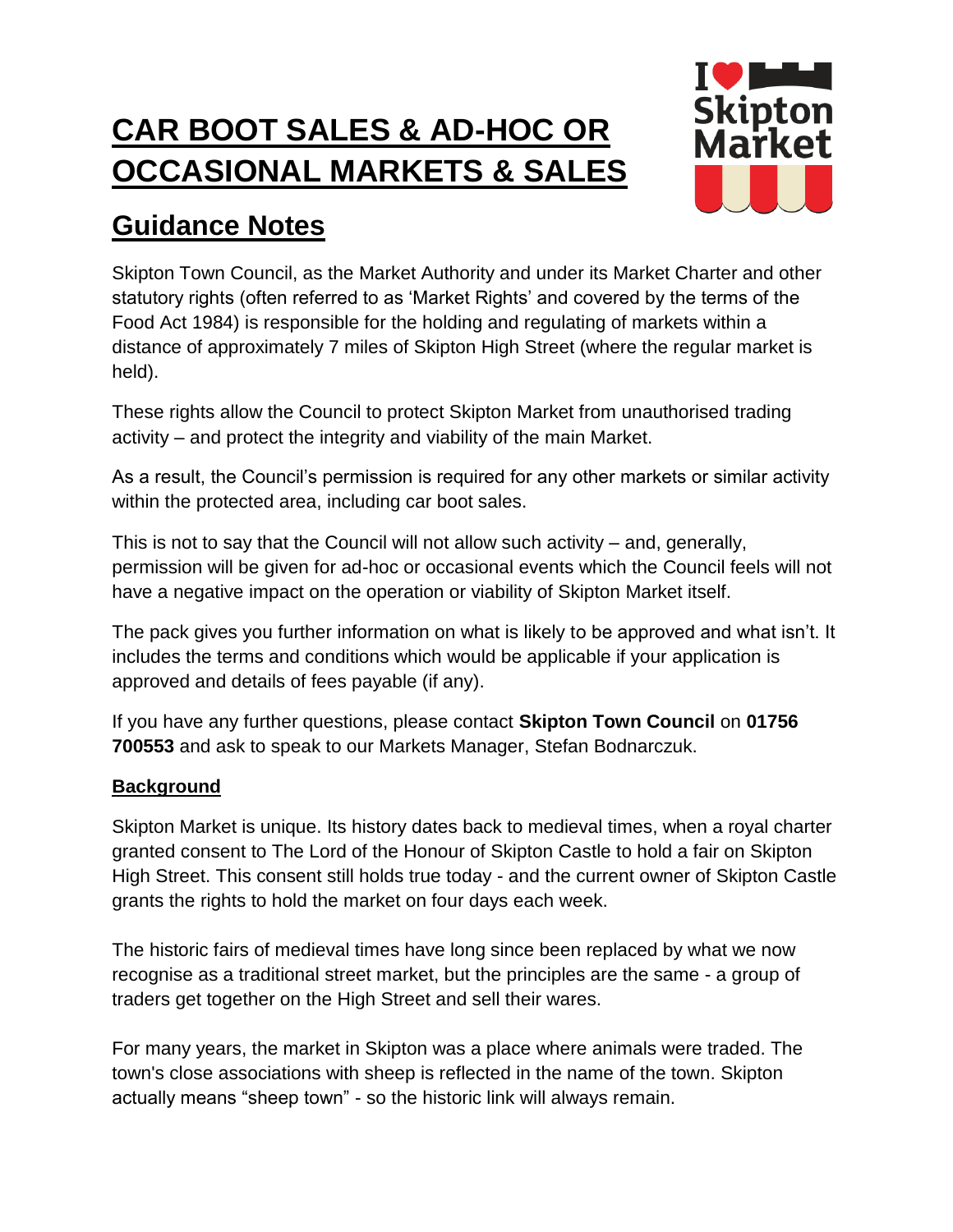# CAR BOOT SALES & AD-HOC OR OCCASIONAL MARKETS & SALES

## Guidance Notes

Skipton Town Council, as the Market Authority and under its Market Charter and other statutory rights (often referred to as 'Market Rights' and covered by the terms of the Food Act 1984) is responsible for the holding and regulating of markets within a distance of approximately 7 miles of Skipton High Street (where the regular market is held).

These rights allow the Council to protect Skipton Market from unauthorised trading activity – and protect the integrity and viability of the main Market.

As a result, the Council's permission is required for any other markets or similar activity within the protected area, including car boot sales.

This is not to say that the Council will not allow such activity – and, generally, permission will be given for ad-hoc or occasional events which the Council feels will not have a negative impact on the operation or viability of Skipton Market itself.

The pack gives you further information on what is likely to be approved and what isn't. It includes the terms and conditions which would be applicable if your application is approved and details of fees payable (if any).

If you have any further questions, please contact **Skipton Town Council** on **01756 700553** and ask to speak to our Markets Manager, Stefan Bodnarczuk.

### Background

Skipton Market is unique. Its history dates back to medieval times, when a royal charter granted consent to The Lord of the Honour of Skipton Castle to hold a fair on Skipton High Street. This consent still holds true today - and the current owner of Skipton Castle grants the rights to hold the market on four days each week.

The historic fairs of medieval times have long since been replaced by what we now recognise as a traditional street market, but the principles are the same - a group of traders get together on the High Street and sell their wares.

For many years, the market in Skipton was a place where animals were traded. The town's close associations with sheep is reflected in the name of the town. Skipton actually means "sheep town" - so the historic link will always remain.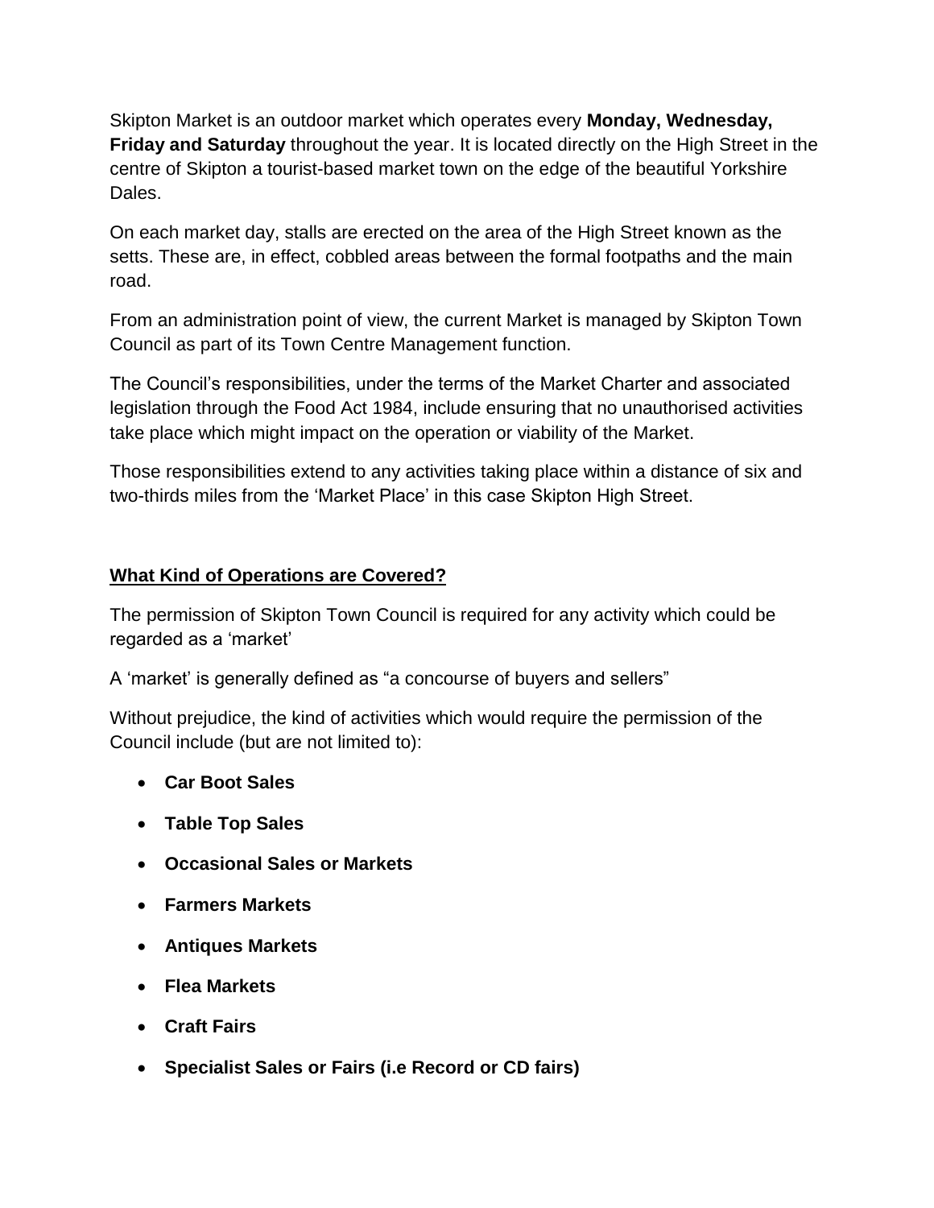Skipton Market is an outdoor market which operates every **Monday, Wednesday, Friday and Saturday** throughout the year. It is located directly on the High Street in the centre of Skipton a tourist-based market town on the edge of the beautiful Yorkshire Dales.

On each market day, stalls are erected on the area of the High Street known as the setts. These are, in effect, cobbled areas between the formal footpaths and the main road.

From an administration point of view, the current Market is managed by Skipton Town Council as part of its Town Centre Management function.

The Council's responsibilities, under the terms of the Market Charter and associated legislation through the Food Act 1984, include ensuring that no unauthorised activities take place which might impact on the operation or viability of the Market.

Those responsibilities extend to any activities taking place within a distance of six and two-thirds miles from the 'Market Place' in this case Skipton High Street.

## What Kind of Operations are Covered?

The permission of Skipton Town Council is required for any activity which could be regarded as a 'market'

A 'market' is generally defined as "a concourse of buyers and sellers"

Without prejudice, the kind of activities which would require the permission of the Council include (but are not limited to):

- **Car Boot Sales**
- **Table Top Sales**
- **Occasional Sales or Markets**
- **Farmers Markets**
- **Antiques Markets**
- **Flea Markets**
- **Craft Fairs**
- **Specialist Sales or Fairs (i.e Record or CD fairs)**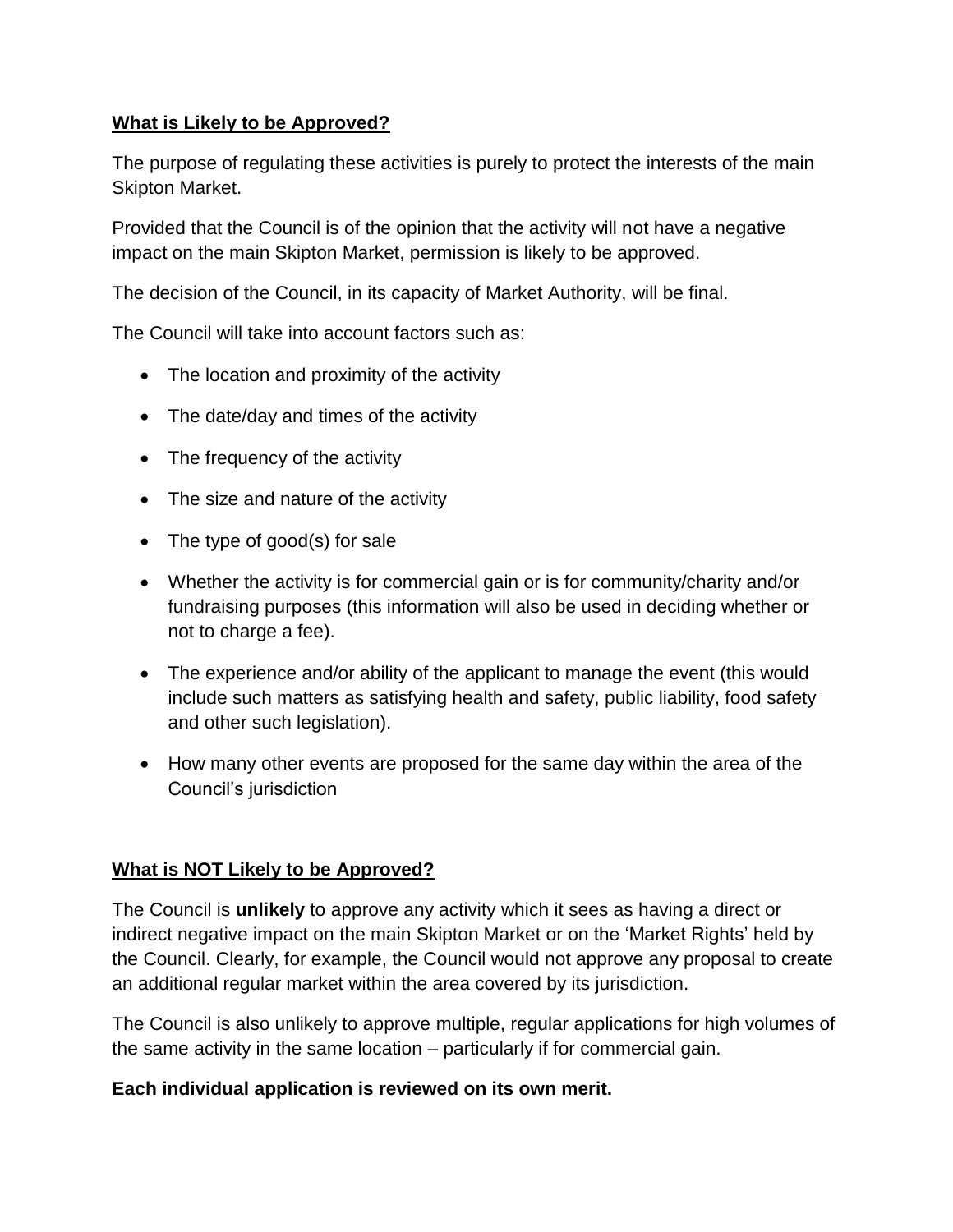## **What is Likely to be Approved?**

The purpose of regulating these activities is purely to protect the interests of the main Skipton Market.

Provided that the Council is of the opinion that the activity will not have a negative impact on the main Skipton Market, permission is likely to be approved.

The decision of the Council, in its capacity of Market Authority, will be final.

The Council will take into account factors such as:

- The location and proximity of the activity
- The date/day and times of the activity
- The frequency of the activity
- The size and nature of the activity
- The type of good(s) for sale
- Whether the activity is for commercial gain or is for community/charity and/or fundraising purposes (this information will also be used in deciding whether or not to charge a fee).
- The experience and/or ability of the applicant to manage the event (this would include such matters as satisfying health and safety, public liability, food safety and other such legislation).
- How many other events are proposed for the same day within the area of the Council's jurisdiction

## **What is NOT Likely to be Approved?**

The Council is **unlikely** to approve any activity which it sees as having a direct or indirect negative impact on the main Skipton Market or on the 'Market Rights' held by the Council. Clearly, for example, the Council would not approve any proposal to create an additional regular market within the area covered by its jurisdiction.

The Council is also unlikely to approve multiple, regular applications for high volumes of the same activity in the same location – particularly if for commercial gain.

**Each individual application is reviewed on its own merit.**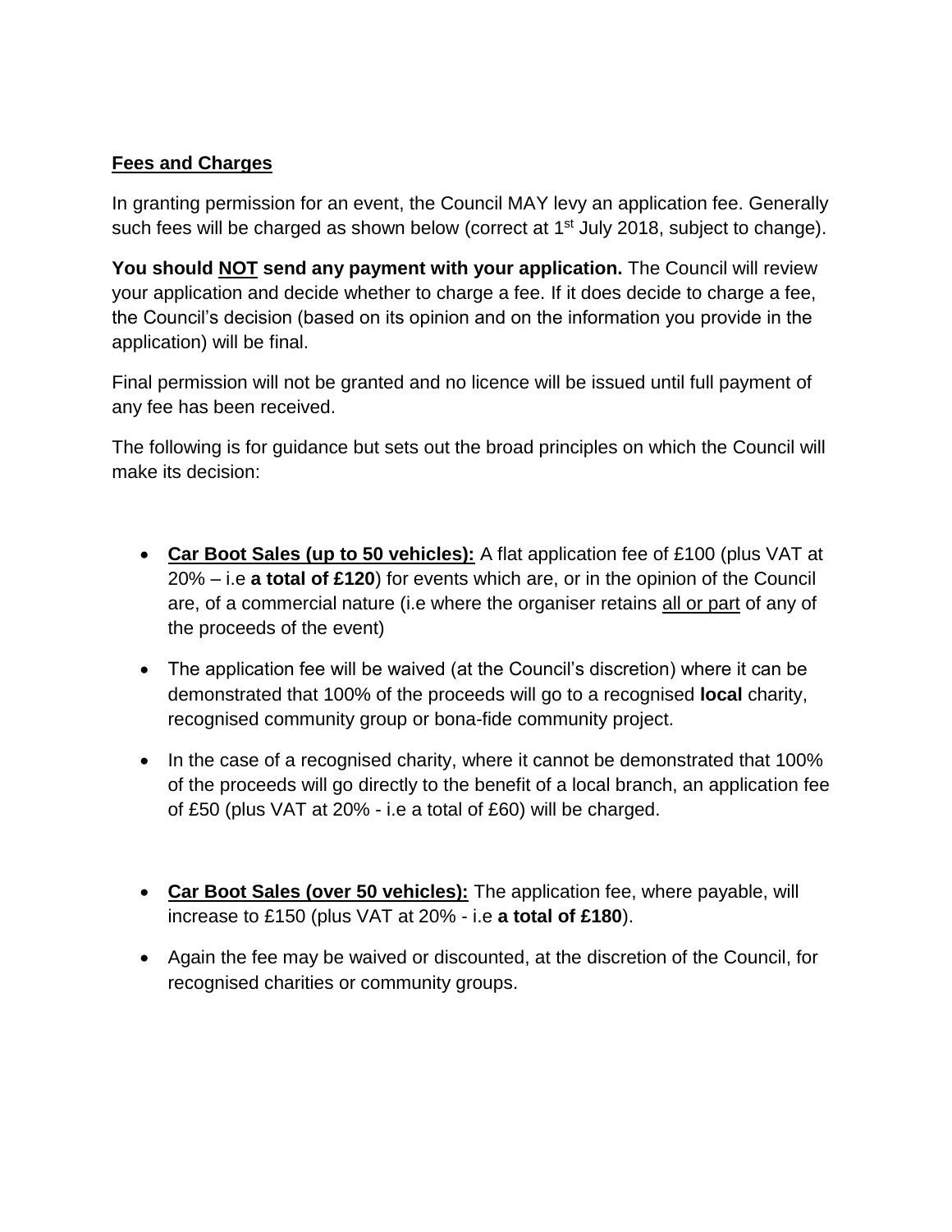## Fees and Charges

In granting permission for an event, the Council MAY levy an application fee. Generally such fees will be charged as shown below (correct at 1st July 2018, subject to change).

**You should NOT send any payment with your application.** The Council will review your application and decide whether to charge a fee. If it does decide to charge a fee, the Council's decision (based on its opinion and on the information you provide in the application) will be final.

Final permission will not be granted and no licence will be issued until full payment of any fee has been received.

The following is for guidance but sets out the broad principles on which the Council will make its decision:

- **Car Boot Sales (up to 50 vehicles):** A flat application fee of £100 (plus VAT at 20% – i.e **a total of £120**) for events which are, or in the opinion of the Council are, of a commercial nature (i.e where the organiser retains all or part of any of the proceeds of the event)
- The application fee will be waived (at the Council's discretion) where it can be demonstrated that 100% of the proceeds will go to a recognised **local** charity, recognised community group or bona-fide community project.
- In the case of a recognised charity, where it cannot be demonstrated that 100% of the proceeds will go directly to the benefit of a local branch, an application fee of £50 (plus VAT at 20% - i.e a total of £60) will be charged.

- **Car Boot Sales (over 50 vehicles):** The application fee, where payable, will increase to £150 (plus VAT at 20% - i.e **a total of £180**).
- Again the fee may be waived or discounted, at the discretion of the Council, for recognised charities or community groups.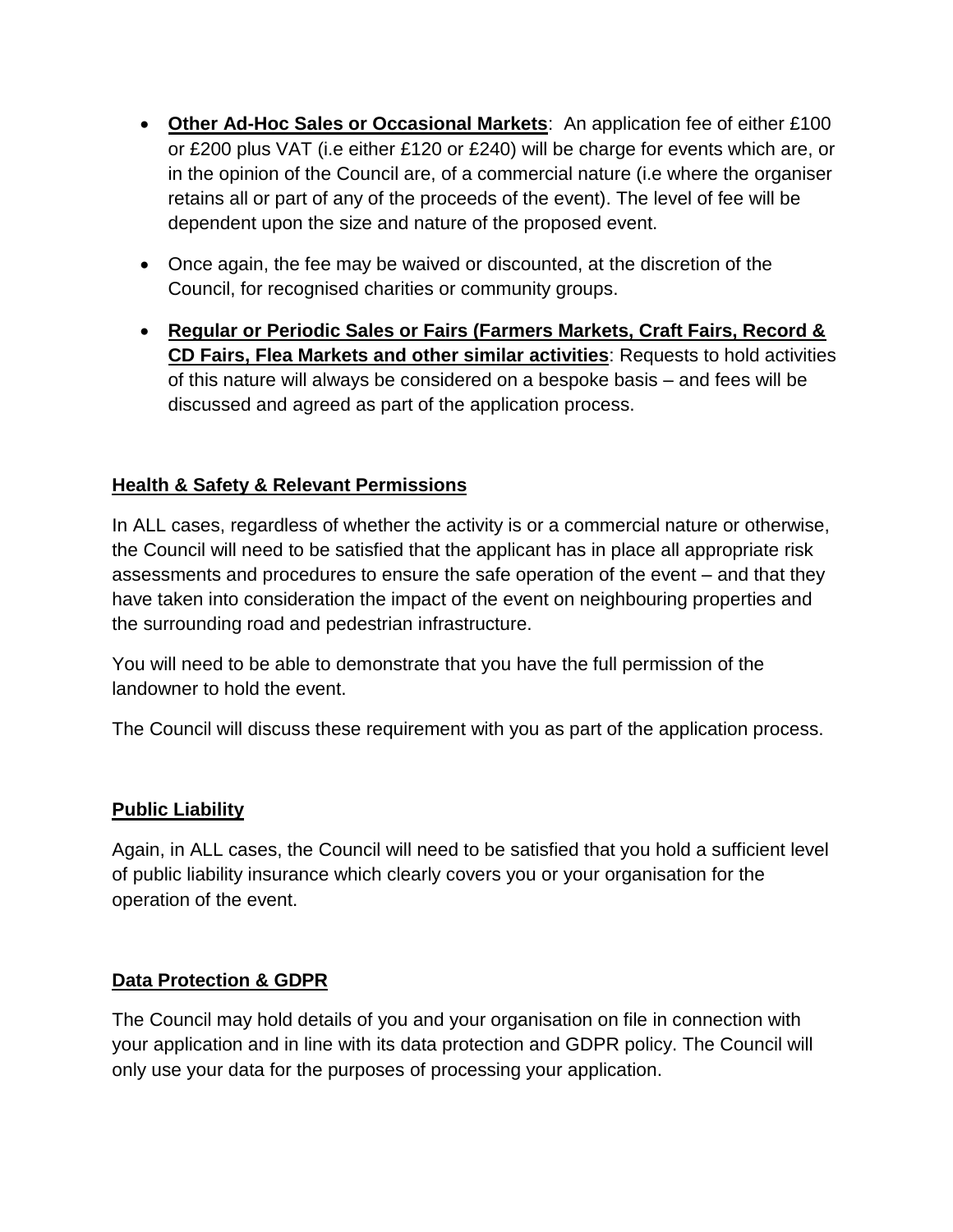- **Other Ad-Hoc Sales or Occasional Markets**: An application fee of either £100 or £200 plus VAT (i.e either £120 or £240) will be charge for events which are, or in the opinion of the Council are, of a commercial nature (i.e where the organiser retains all or part of any of the proceeds of the event). The level of fee will be dependent upon the size and nature of the proposed event.
- Once again, the fee may be waived or discounted, at the discretion of the Council, for recognised charities or community groups.
- **Regular or Periodic Sales or Fairs (Farmers Markets, Craft Fairs, Record & CD Fairs, Flea Markets and other similar activities**: Requests to hold activities of this nature will always be considered on a bespoke basis – and fees will be discussed and agreed as part of the application process.

## Health & Safety & Relevant Permissions

In ALL cases, regardless of whether the activity is or a commercial nature or otherwise, the Council will need to be satisfied that the applicant has in place all appropriate risk assessments and procedures to ensure the safe operation of the event – and that they have taken into consideration the impact of the event on neighbouring properties and the surrounding road and pedestrian infrastructure.

You will need to be able to demonstrate that you have the full permission of the landowner to hold the event.

The Council will discuss these requirement with you as part of the application process.

## Public Liability

Again, in ALL cases, the Council will need to be satisfied that you hold a sufficient level of public liability insurance which clearly covers you or your organisation for the operation of the event.

## Data Protection & GDPR

The Council may hold details of you and your organisation on file in connection with your application and in line with its data protection and GDPR policy. The Council will only use your data for the purposes of processing your application.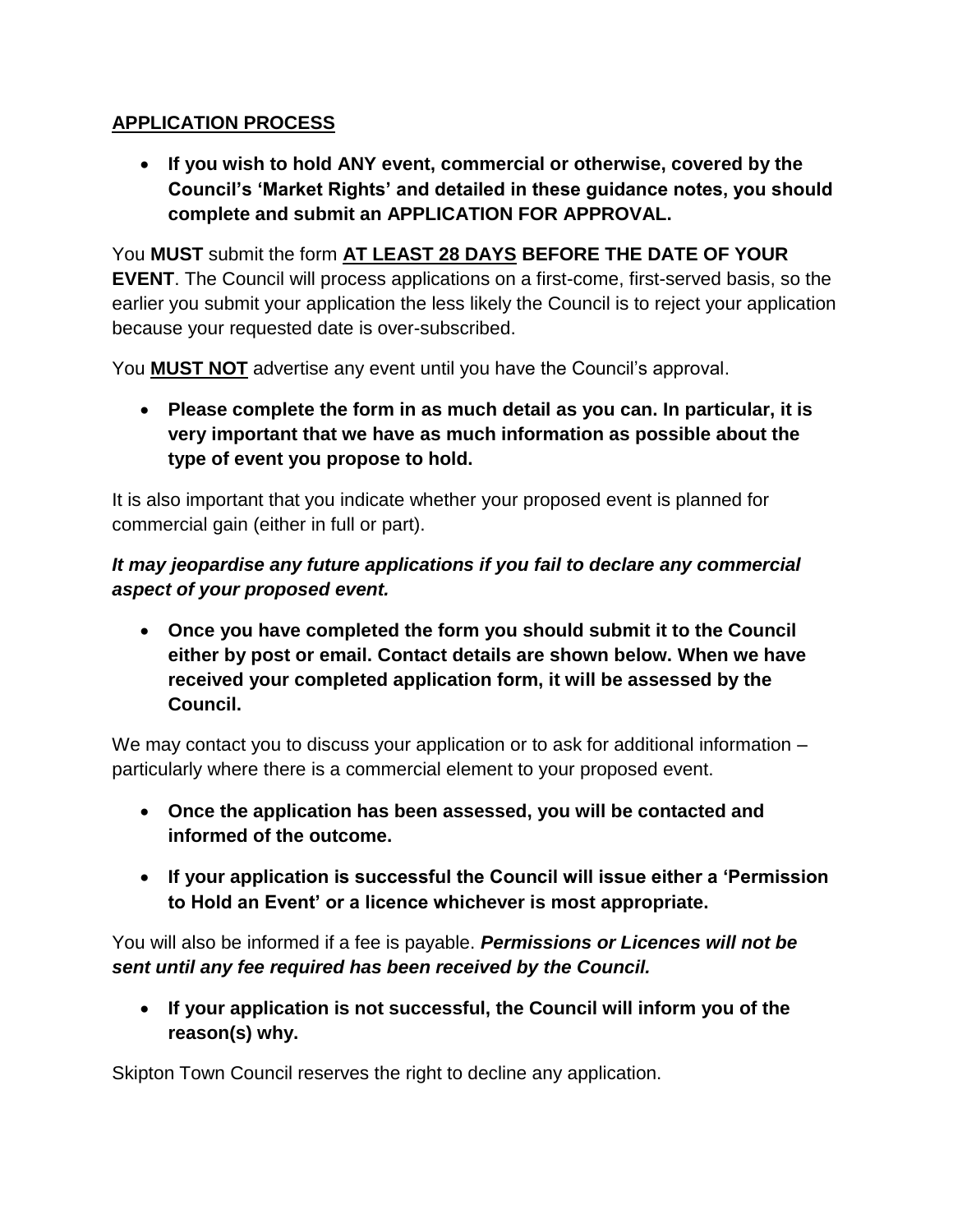## APPLICATION PROCESS

- **If you wish to hold ANY event, commercial or otherwise, covered by the Council's 'Market Rights' and detailed in these guidance notes, you should complete and submit an APPLICATION FOR APPROVAL.**

You **MUST** submit the form **AT LEAST 28 DAYS BEFORE THE DATE OF YOUR EVENT**. The Council will process applications on a first-come, first-served basis, so the earlier you submit your application the less likely the Council is to reject your application because your requested date is over-subscribed.

You **MUST NOT** advertise any event until you have the Council's approval.

- **Please complete the form in as much detail as you can. In particular, it is very important that we have as much information as possible about the type of event you propose to hold.**

It is also important that you indicate whether your proposed event is planned for commercial gain (either in full or part).

***It may jeopardise any future applications if you fail to declare any commercial aspect of your proposed event.***

- **Once you have completed the form you should submit it to the Council either by post or email. Contact details are shown below. When we have received your completed application form, it will be assessed by the Council.**

We may contact you to discuss your application or to ask for additional information – particularly where there is a commercial element to your proposed event.

- **Once the application has been assessed, you will be contacted and informed of the outcome.**

- **If your application is successful the Council will issue either a 'Permission to Hold an Event' or a licence whichever is most appropriate.**

You will also be informed if a fee is payable. ***Permissions or Licences will not be sent until any fee required has been received by the Council.***

- **If your application is not successful, the Council will inform you of the reason(s) why.**

Skipton Town Council reserves the right to decline any application.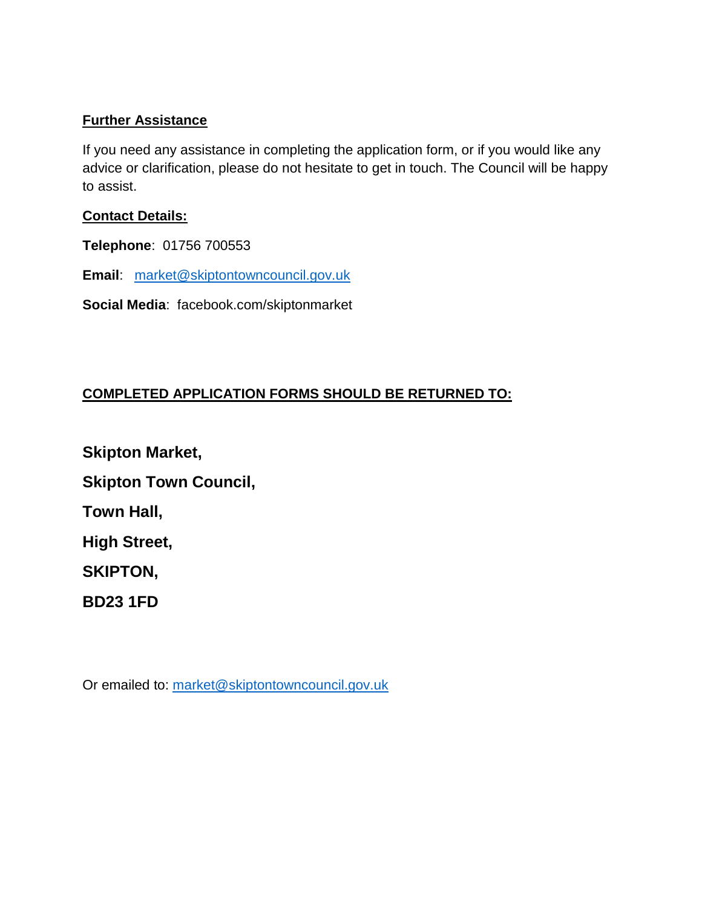**Further Assistance**

If you need any assistance in completing the application form, or if you would like any advice or clarification, please do not hesitate to get in touch. The Council will be happy to assist.

**Contact Details:**

**Telephone**: 01756 700553

**Email**: market@skiptontowncouncil.gov.uk

**Social Media**: facebook.com/skiptonmarket

**COMPLETED APPLICATION FORMS SHOULD BE RETURNED TO:**

**Skipton Market,**

**Skipton Town Council,**

**Town Hall,**

**High Street,**

**SKIPTON,**

**BD23 1FD**

Or emailed to: market@skiptontowncouncil.gov.uk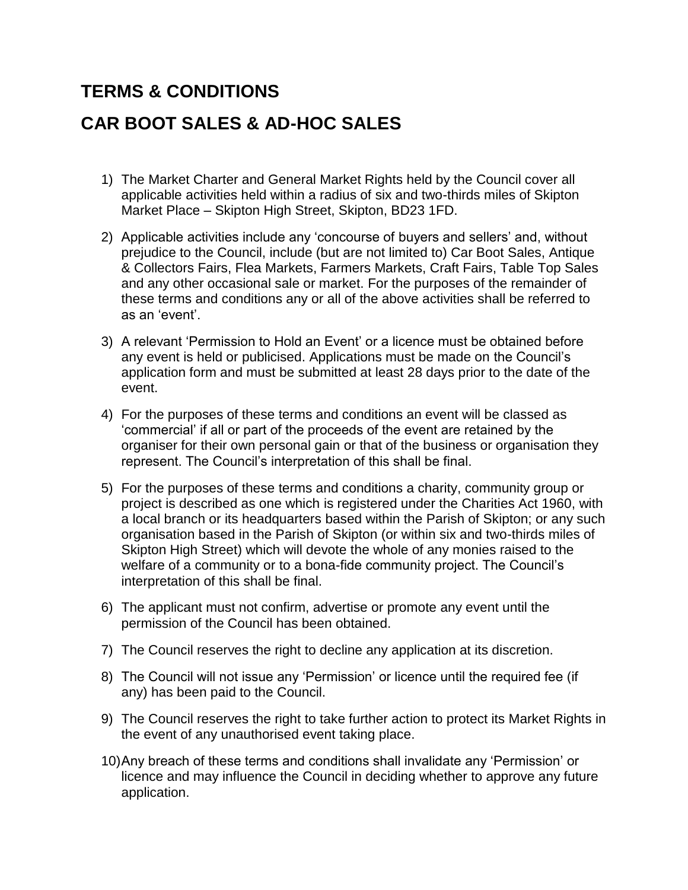# TERMS & CONDITIONS

# CAR BOOT SALES & AD-HOC SALES

1) The Market Charter and General Market Rights held by the Council cover all applicable activities held within a radius of six and two-thirds miles of Skipton Market Place – Skipton High Street, Skipton, BD23 1FD.

2) Applicable activities include any 'concourse of buyers and sellers' and, without prejudice to the Council, include (but are not limited to) Car Boot Sales, Antique & Collectors Fairs, Flea Markets, Farmers Markets, Craft Fairs, Table Top Sales and any other occasional sale or market. For the purposes of the remainder of these terms and conditions any or all of the above activities shall be referred to as an 'event'.

3) A relevant 'Permission to Hold an Event' or a licence must be obtained before any event is held or publicised. Applications must be made on the Council's application form and must be submitted at least 28 days prior to the date of the event.

4) For the purposes of these terms and conditions an event will be classed as 'commercial' if all or part of the proceeds of the event are retained by the organiser for their own personal gain or that of the business or organisation they represent. The Council's interpretation of this shall be final.

5) For the purposes of these terms and conditions a charity, community group or project is described as one which is registered under the Charities Act 1960, with a local branch or its headquarters based within the Parish of Skipton; or any such organisation based in the Parish of Skipton (or within six and two-thirds miles of Skipton High Street) which will devote the whole of any monies raised to the welfare of a community or to a bona-fide community project. The Council's interpretation of this shall be final.

6) The applicant must not confirm, advertise or promote any event until the permission of the Council has been obtained.

7) The Council reserves the right to decline any application at its discretion.

8) The Council will not issue any 'Permission' or licence until the required fee (if any) has been paid to the Council.

9) The Council reserves the right to take further action to protect its Market Rights in the event of any unauthorised event taking place.

10) Any breach of these terms and conditions shall invalidate any 'Permission' or licence and may influence the Council in deciding whether to approve any future application.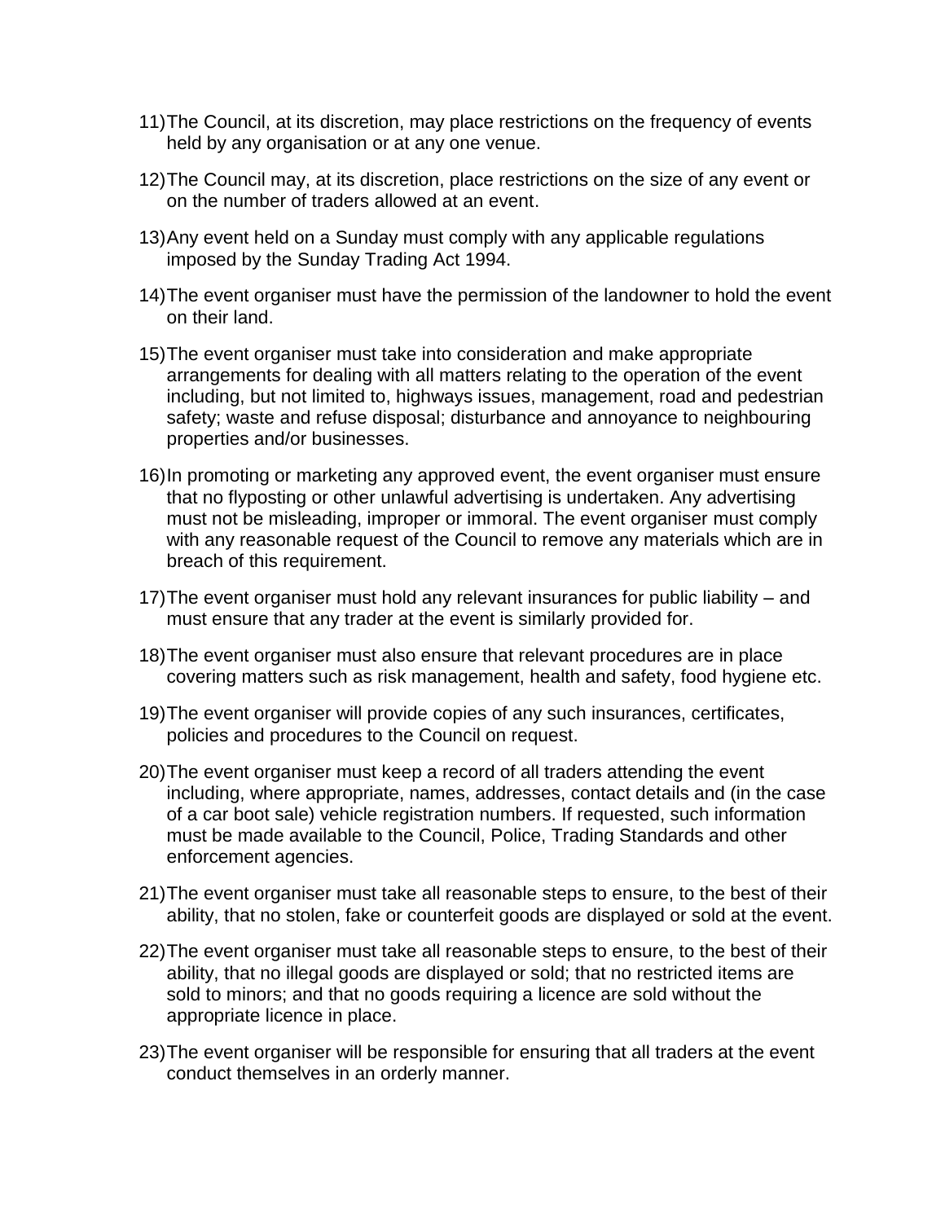11) The Council, at its discretion, may place restrictions on the frequency of events held by any organisation or at any one venue.

12) The Council may, at its discretion, place restrictions on the size of any event or on the number of traders allowed at an event.

13) Any event held on a Sunday must comply with any applicable regulations imposed by the Sunday Trading Act 1994.

14) The event organiser must have the permission of the landowner to hold the event on their land.

15) The event organiser must take into consideration and make appropriate arrangements for dealing with all matters relating to the operation of the event including, but not limited to, highways issues, management, road and pedestrian safety; waste and refuse disposal; disturbance and annoyance to neighbouring properties and/or businesses.

16) In promoting or marketing any approved event, the event organiser must ensure that no flyposting or other unlawful advertising is undertaken. Any advertising must not be misleading, improper or immoral. The event organiser must comply with any reasonable request of the Council to remove any materials which are in breach of this requirement.

17) The event organiser must hold any relevant insurances for public liability – and must ensure that any trader at the event is similarly provided for.

18) The event organiser must also ensure that relevant procedures are in place covering matters such as risk management, health and safety, food hygiene etc.

19) The event organiser will provide copies of any such insurances, certificates, policies and procedures to the Council on request.

20) The event organiser must keep a record of all traders attending the event including, where appropriate, names, addresses, contact details and (in the case of a car boot sale) vehicle registration numbers. If requested, such information must be made available to the Council, Police, Trading Standards and other enforcement agencies.

21) The event organiser must take all reasonable steps to ensure, to the best of their ability, that no stolen, fake or counterfeit goods are displayed or sold at the event.

22) The event organiser must take all reasonable steps to ensure, to the best of their ability, that no illegal goods are displayed or sold; that no restricted items are sold to minors; and that no goods requiring a licence are sold without the appropriate licence in place.

23) The event organiser will be responsible for ensuring that all traders at the event conduct themselves in an orderly manner.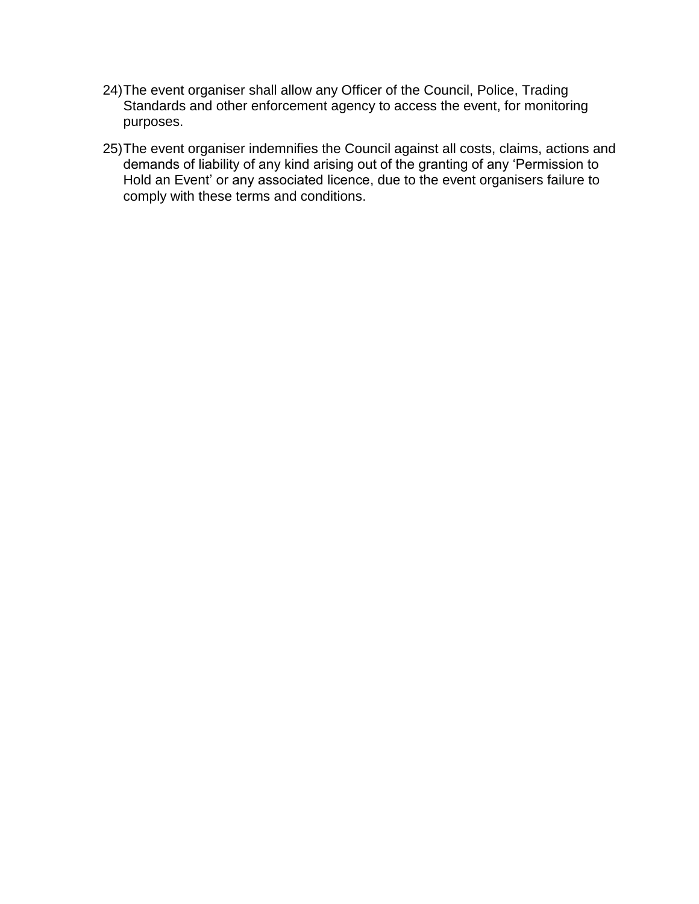24) The event organiser shall allow any Officer of the Council, Police, Trading Standards and other enforcement agency to access the event, for monitoring purposes.

25) The event organiser indemnifies the Council against all costs, claims, actions and demands of liability of any kind arising out of the granting of any 'Permission to Hold an Event' or any associated licence, due to the event organisers failure to comply with these terms and conditions.